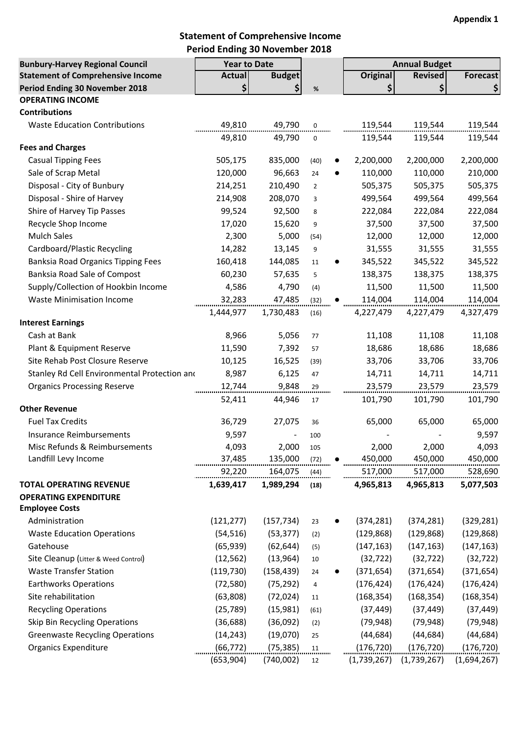**Appendix 1**

## Statement of Comprehensive Income
## Period Ending 30 November 2018

| Bunbury-Harvey Regional Council | Year to Date | | | | Annual Budget | | |
|---|---|---|---|---|---|---|---|
| Statement of Comprehensive Income | Actual | Budget | | | Original | Revised | Forecast |
| Period Ending 30 November 2018 | $ | $ | % | | $ | $ | $ |
| **OPERATING INCOME** | | | | | | | |
| **Contributions** | | | | | | | |
| Waste Education Contributions | 49,810 | 49,790 | 0 | | 119,544 | 119,544 | 119,544 |
| | 49,810 | 49,790 | 0 | | 119,544 | 119,544 | 119,544 |
| **Fees and Charges** | | | | | | | |
| Casual Tipping Fees | 505,175 | 835,000 | (40) | ● | 2,200,000 | 2,200,000 | 2,200,000 |
| Sale of Scrap Metal | 120,000 | 96,663 | 24 | ● | 110,000 | 110,000 | 210,000 |
| Disposal - City of Bunbury | 214,251 | 210,490 | 2 | | 505,375 | 505,375 | 505,375 |
| Disposal - Shire of Harvey | 214,908 | 208,070 | 3 | | 499,564 | 499,564 | 499,564 |
| Shire of Harvey Tip Passes | 99,524 | 92,500 | 8 | | 222,084 | 222,084 | 222,084 |
| Recycle Shop Income | 17,020 | 15,620 | 9 | | 37,500 | 37,500 | 37,500 |
| Mulch Sales | 2,300 | 5,000 | (54) | | 12,000 | 12,000 | 12,000 |
| Cardboard/Plastic Recycling | 14,282 | 13,145 | 9 | | 31,555 | 31,555 | 31,555 |
| Banksia Road Organics Tipping Fees | 160,418 | 144,085 | 11 | ● | 345,522 | 345,522 | 345,522 |
| Banksia Road Sale of Compost | 60,230 | 57,635 | 5 | | 138,375 | 138,375 | 138,375 |
| Supply/Collection of Hookbin Income | 4,586 | 4,790 | (4) | | 11,500 | 11,500 | 11,500 |
| Waste Minimisation Income | 32,283 | 47,485 | (32) | ● | 114,004 | 114,004 | 114,004 |
| | 1,444,977 | 1,730,483 | (16) | | 4,227,479 | 4,227,479 | 4,327,479 |
| **Interest Earnings** | | | | | | | |
| Cash at Bank | 8,966 | 5,056 | 77 | | 11,108 | 11,108 | 11,108 |
| Plant & Equipment Reserve | 11,590 | 7,392 | 57 | | 18,686 | 18,686 | 18,686 |
| Site Rehab Post Closure Reserve | 10,125 | 16,525 | (39) | | 33,706 | 33,706 | 33,706 |
| Stanley Rd Cell Environmental Protection and | 8,987 | 6,125 | 47 | | 14,711 | 14,711 | 14,711 |
| Organics Processing Reserve | 12,744 | 9,848 | 29 | | 23,579 | 23,579 | 23,579 |
| | 52,411 | 44,946 | 17 | | 101,790 | 101,790 | 101,790 |
| **Other Revenue** | | | | | | | |
| Fuel Tax Credits | 36,729 | 27,075 | 36 | | 65,000 | 65,000 | 65,000 |
| Insurance Reimbursements | 9,597 | - | 100 | | - | - | 9,597 |
| Misc Refunds & Reimbursements | 4,093 | 2,000 | 105 | | 2,000 | 2,000 | 4,093 |
| Landfill Levy Income | 37,485 | 135,000 | (72) | ● | 450,000 | 450,000 | 450,000 |
| | 92,220 | 164,075 | (44) | | 517,000 | 517,000 | 528,690 |
| **TOTAL OPERATING REVENUE** | **1,639,417** | **1,989,294** | **(18)** | | **4,965,813** | **4,965,813** | **5,077,503** |
| **OPERATING EXPENDITURE** | | | | | | | |
| **Employee Costs** | | | | | | | |
| Administration | (121,277) | (157,734) | 23 | ● | (374,281) | (374,281) | (329,281) |
| Waste Education Operations | (54,516) | (53,377) | (2) | | (129,868) | (129,868) | (129,868) |
| Gatehouse | (65,939) | (62,644) | (5) | | (147,163) | (147,163) | (147,163) |
| Site Cleanup (Litter & Weed Control) | (12,562) | (13,964) | 10 | | (32,722) | (32,722) | (32,722) |
| Waste Transfer Station | (119,730) | (158,439) | 24 | ● | (371,654) | (371,654) | (371,654) |
| Earthworks Operations | (72,580) | (75,292) | 4 | | (176,424) | (176,424) | (176,424) |
| Site rehabilitation | (63,808) | (72,024) | 11 | | (168,354) | (168,354) | (168,354) |
| Recycling Operations | (25,789) | (15,981) | (61) | | (37,449) | (37,449) | (37,449) |
| Skip Bin Recycling Operations | (36,688) | (36,092) | (2) | | (79,948) | (79,948) | (79,948) |
| Greenwaste Recycling Operations | (14,243) | (19,070) | 25 | | (44,684) | (44,684) | (44,684) |
| Organics Expenditure | (66,772) | (75,385) | 11 | | (176,720) | (176,720) | (176,720) |
| | (653,904) | (740,002) | 12 | | (1,739,267) | (1,739,267) | (1,694,267) |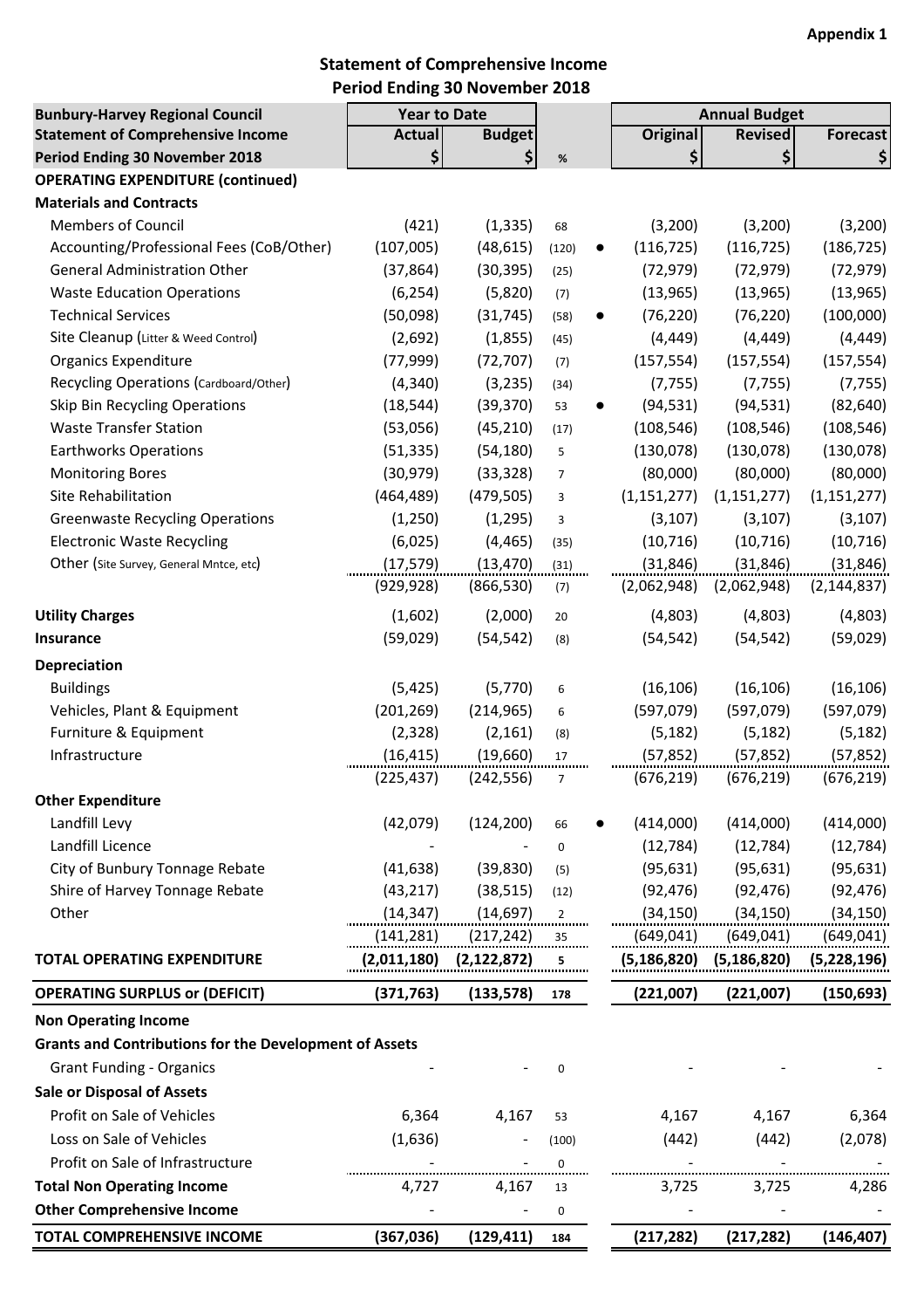**Appendix 1**

## Statement of Comprehensive Income
## Period Ending 30 November 2018

| Bunbury-Harvey Regional Council<br>Statement of Comprehensive Income<br>Period Ending 30 November 2018 | Year to Date Actual $ | Year to Date Budget $ | % | | Annual Budget Original $ | Annual Budget Revised $ | Forecast $ |
|---|---|---|---|---|---|---|---|
| **OPERATING EXPENDITURE (continued)** | | | | | | | |
| **Materials and Contracts** | | | | | | | |
| Members of Council | (421) | (1,335) | 68 | | (3,200) | (3,200) | (3,200) |
| Accounting/Professional Fees (CoB/Other) | (107,005) | (48,615) | (120) | ● | (116,725) | (116,725) | (186,725) |
| General Administration Other | (37,864) | (30,395) | (25) | | (72,979) | (72,979) | (72,979) |
| Waste Education Operations | (6,254) | (5,820) | (7) | | (13,965) | (13,965) | (13,965) |
| Technical Services | (50,098) | (31,745) | (58) | ● | (76,220) | (76,220) | (100,000) |
| Site Cleanup (Litter & Weed Control) | (2,692) | (1,855) | (45) | | (4,449) | (4,449) | (4,449) |
| Organics Expenditure | (77,999) | (72,707) | (7) | | (157,554) | (157,554) | (157,554) |
| Recycling Operations (Cardboard/Other) | (4,340) | (3,235) | (34) | | (7,755) | (7,755) | (7,755) |
| Skip Bin Recycling Operations | (18,544) | (39,370) | 53 | ● | (94,531) | (94,531) | (82,640) |
| Waste Transfer Station | (53,056) | (45,210) | (17) | | (108,546) | (108,546) | (108,546) |
| Earthworks Operations | (51,335) | (54,180) | 5 | | (130,078) | (130,078) | (130,078) |
| Monitoring Bores | (30,979) | (33,328) | 7 | | (80,000) | (80,000) | (80,000) |
| Site Rehabilitation | (464,489) | (479,505) | 3 | | (1,151,277) | (1,151,277) | (1,151,277) |
| Greenwaste Recycling Operations | (1,250) | (1,295) | 3 | | (3,107) | (3,107) | (3,107) |
| Electronic Waste Recycling | (6,025) | (4,465) | (35) | | (10,716) | (10,716) | (10,716) |
| Other (Site Survey, General Mntce, etc) | (17,579) | (13,470) | (31) | | (31,846) | (31,846) | (31,846) |
| | (929,928) | (866,530) | (7) | | (2,062,948) | (2,062,948) | (2,144,837) |
| **Utility Charges** | (1,602) | (2,000) | 20 | | (4,803) | (4,803) | (4,803) |
| **Insurance** | (59,029) | (54,542) | (8) | | (54,542) | (54,542) | (59,029) |
| **Depreciation** | | | | | | | |
| Buildings | (5,425) | (5,770) | 6 | | (16,106) | (16,106) | (16,106) |
| Vehicles, Plant & Equipment | (201,269) | (214,965) | 6 | | (597,079) | (597,079) | (597,079) |
| Furniture & Equipment | (2,328) | (2,161) | (8) | | (5,182) | (5,182) | (5,182) |
| Infrastructure | (16,415) | (19,660) | 17 | | (57,852) | (57,852) | (57,852) |
| | (225,437) | (242,556) | 7 | | (676,219) | (676,219) | (676,219) |
| **Other Expenditure** | | | | | | | |
| Landfill Levy | (42,079) | (124,200) | 66 | ● | (414,000) | (414,000) | (414,000) |
| Landfill Licence | - | - | 0 | | (12,784) | (12,784) | (12,784) |
| City of Bunbury Tonnage Rebate | (41,638) | (39,830) | (5) | | (95,631) | (95,631) | (95,631) |
| Shire of Harvey Tonnage Rebate | (43,217) | (38,515) | (12) | | (92,476) | (92,476) | (92,476) |
| Other | (14,347) | (14,697) | 2 | | (34,150) | (34,150) | (34,150) |
| | (141,281) | (217,242) | 35 | | (649,041) | (649,041) | (649,041) |
| **TOTAL OPERATING EXPENDITURE** | **(2,011,180)** | **(2,122,872)** | **5** | | **(5,186,820)** | **(5,186,820)** | **(5,228,196)** |
| **OPERATING SURPLUS or (DEFICIT)** | **(371,763)** | **(133,578)** | **178** | | **(221,007)** | **(221,007)** | **(150,693)** |
| **Non Operating Income** | | | | | | | |
| **Grants and Contributions for the Development of Assets** | | | | | | | |
| Grant Funding - Organics | - | - | 0 | | - | - | - |
| **Sale or Disposal of Assets** | | | | | | | |
| Profit on Sale of Vehicles | 6,364 | 4,167 | 53 | | 4,167 | 4,167 | 6,364 |
| Loss on Sale of Vehicles | (1,636) | - | (100) | | (442) | (442) | (2,078) |
| Profit on Sale of Infrastructure | - | - | 0 | | - | - | - |
| **Total Non Operating Income** | 4,727 | 4,167 | 13 | | 3,725 | 3,725 | 4,286 |
| **Other Comprehensive Income** | - | - | 0 | | - | - | - |
| **TOTAL COMPREHENSIVE INCOME** | **(367,036)** | **(129,411)** | **184** | | **(217,282)** | **(217,282)** | **(146,407)** |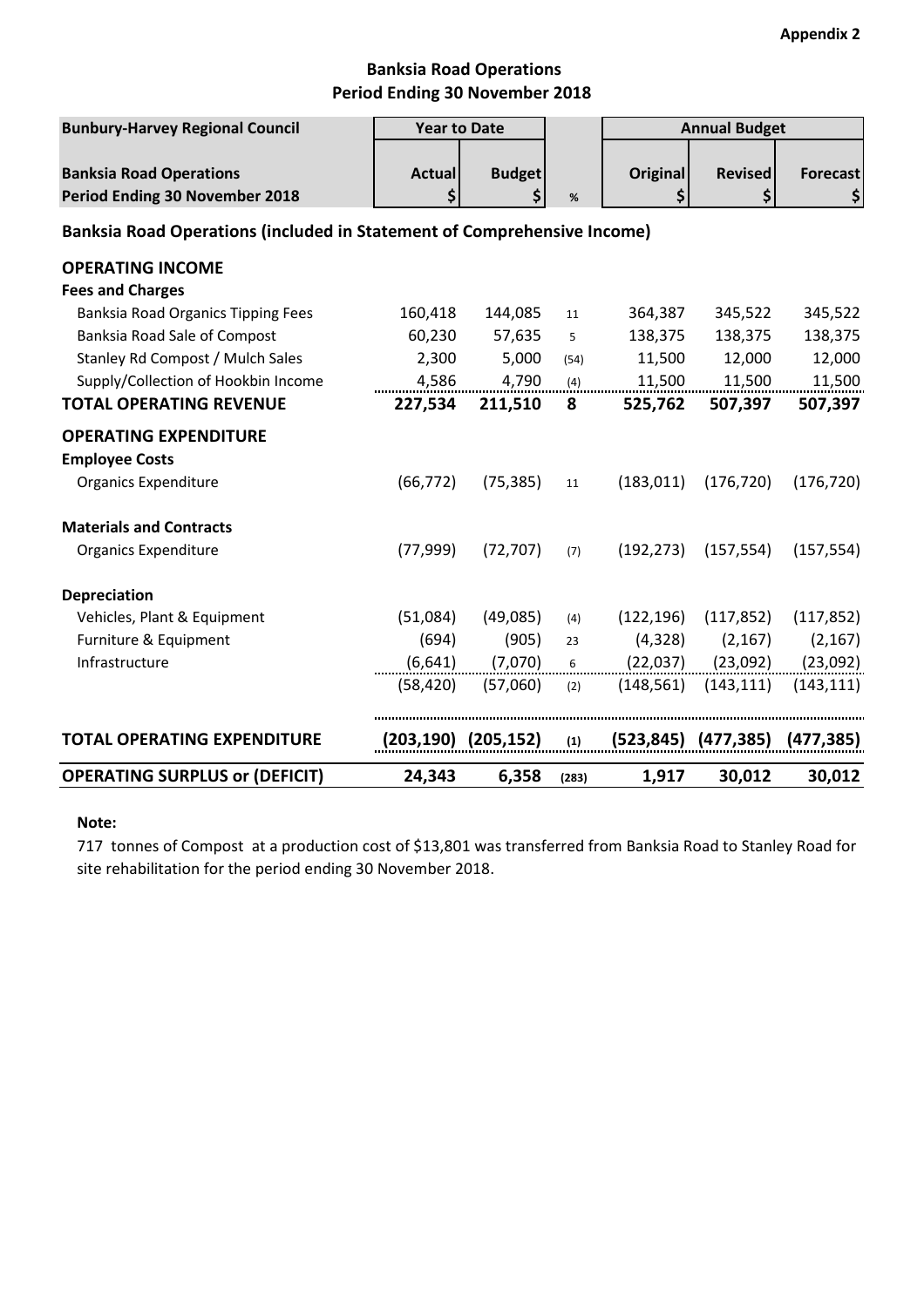**Appendix 2**

**Banksia Road Operations**
**Period Ending 30 November 2018**

| Bunbury-Harvey Regional Council | Year to Date | | | Annual Budget | | |
|---|---|---|---|---|---|---|
| **Banksia Road Operations** **Period Ending 30 November 2018** | **Actual** **$** | **Budget** **$** | **%** | **Original** **$** | **Revised** **$** | **Forecast** **$** |
| **Banksia Road Operations (included in Statement of Comprehensive Income)** | | | | | | |
| **OPERATING INCOME** | | | | | | |
| **Fees and Charges** | | | | | | |
| Banksia Road Organics Tipping Fees | 160,418 | 144,085 | 11 | 364,387 | 345,522 | 345,522 |
| Banksia Road Sale of Compost | 60,230 | 57,635 | 5 | 138,375 | 138,375 | 138,375 |
| Stanley Rd Compost / Mulch Sales | 2,300 | 5,000 | (54) | 11,500 | 12,000 | 12,000 |
| Supply/Collection of Hookbin Income | 4,586 | 4,790 | (4) | 11,500 | 11,500 | 11,500 |
| **TOTAL OPERATING REVENUE** | **227,534** | **211,510** | **8** | **525,762** | **507,397** | **507,397** |
| **OPERATING EXPENDITURE** | | | | | | |
| **Employee Costs** | | | | | | |
| Organics Expenditure | (66,772) | (75,385) | 11 | (183,011) | (176,720) | (176,720) |
| **Materials and Contracts** | | | | | | |
| Organics Expenditure | (77,999) | (72,707) | (7) | (192,273) | (157,554) | (157,554) |
| **Depreciation** | | | | | | |
| Vehicles, Plant & Equipment | (51,084) | (49,085) | (4) | (122,196) | (117,852) | (117,852) |
| Furniture & Equipment | (694) | (905) | 23 | (4,328) | (2,167) | (2,167) |
| Infrastructure | (6,641) | (7,070) | 6 | (22,037) | (23,092) | (23,092) |
| | (58,420) | (57,060) | (2) | (148,561) | (143,111) | (143,111) |
| **TOTAL OPERATING EXPENDITURE** | **(203,190)** | **(205,152)** | **(1)** | **(523,845)** | **(477,385)** | **(477,385)** |
| **OPERATING SURPLUS or (DEFICIT)** | **24,343** | **6,358** | **(283)** | **1,917** | **30,012** | **30,012** |

**Note:**

717 tonnes of Compost at a production cost of $13,801 was transferred from Banksia Road to Stanley Road for site rehabilitation for the period ending 30 November 2018.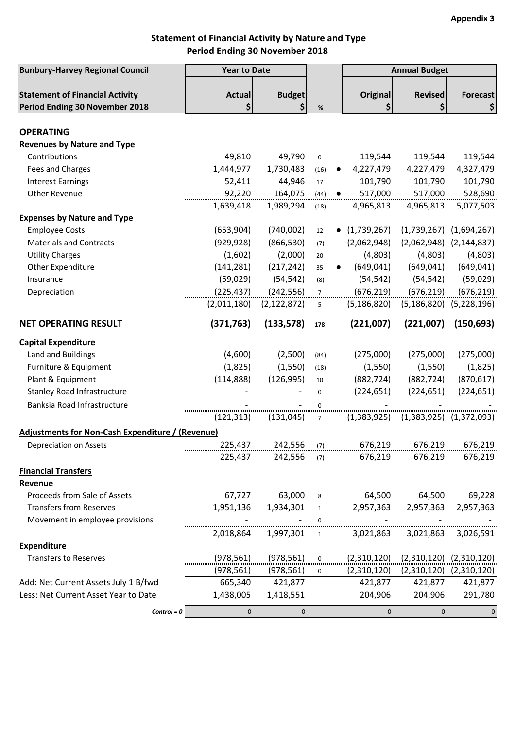**Appendix 3**

## Statement of Financial Activity by Nature and Type
## Period Ending 30 November 2018

| Bunbury-Harvey Regional Council | Year to Date | | | | Annual Budget | | |
|---|---|---|---|---|---|---|---|
| **Statement of Financial Activity Period Ending 30 November 2018** | **Actual $** | **Budget $** | **%** | | **Original $** | **Revised $** | **Forecast $** |
| **OPERATING** | | | | | | | |
| **Revenues by Nature and Type** | | | | | | | |
| Contributions | 49,810 | 49,790 | 0 | | 119,544 | 119,544 | 119,544 |
| Fees and Charges | 1,444,977 | 1,730,483 | (16) | ● | 4,227,479 | 4,227,479 | 4,327,479 |
| Interest Earnings | 52,411 | 44,946 | 17 | | 101,790 | 101,790 | 101,790 |
| Other Revenue | 92,220 | 164,075 | (44) | ● | 517,000 | 517,000 | 528,690 |
| | 1,639,418 | 1,989,294 | (18) | | 4,965,813 | 4,965,813 | 5,077,503 |
| **Expenses by Nature and Type** | | | | | | | |
| Employee Costs | (653,904) | (740,002) | 12 | ● | (1,739,267) | (1,739,267) | (1,694,267) |
| Materials and Contracts | (929,928) | (866,530) | (7) | | (2,062,948) | (2,062,948) | (2,144,837) |
| Utility Charges | (1,602) | (2,000) | 20 | | (4,803) | (4,803) | (4,803) |
| Other Expenditure | (141,281) | (217,242) | 35 | ● | (649,041) | (649,041) | (649,041) |
| Insurance | (59,029) | (54,542) | (8) | | (54,542) | (54,542) | (59,029) |
| Depreciation | (225,437) | (242,556) | 7 | | (676,219) | (676,219) | (676,219) |
| | (2,011,180) | (2,122,872) | 5 | | (5,186,820) | (5,186,820) | (5,228,196) |
| **NET OPERATING RESULT** | **(371,763)** | **(133,578)** | **178** | | **(221,007)** | **(221,007)** | **(150,693)** |
| **Capital Expenditure** | | | | | | | |
| Land and Buildings | (4,600) | (2,500) | (84) | | (275,000) | (275,000) | (275,000) |
| Furniture & Equipment | (1,825) | (1,550) | (18) | | (1,550) | (1,550) | (1,825) |
| Plant & Equipment | (114,888) | (126,995) | 10 | | (882,724) | (882,724) | (870,617) |
| Stanley Road Infrastructure | - | - | 0 | | (224,651) | (224,651) | (224,651) |
| Banksia Road Infrastructure | - | - | 0 | | - | - | - |
| | (121,313) | (131,045) | 7 | | (1,383,925) | (1,383,925) | (1,372,093) |
| **Adjustments for Non-Cash Expenditure / (Revenue)** | | | | | | | |
| Depreciation on Assets | 225,437 | 242,556 | (7) | | 676,219 | 676,219 | 676,219 |
| | 225,437 | 242,556 | (7) | | 676,219 | 676,219 | 676,219 |
| **Financial Transfers** | | | | | | | |
| **Revenue** | | | | | | | |
| Proceeds from Sale of Assets | 67,727 | 63,000 | 8 | | 64,500 | 64,500 | 69,228 |
| Transfers from Reserves | 1,951,136 | 1,934,301 | 1 | | 2,957,363 | 2,957,363 | 2,957,363 |
| Movement in employee provisions | - | - | 0 | | - | - | - |
| | 2,018,864 | 1,997,301 | 1 | | 3,021,863 | 3,021,863 | 3,026,591 |
| **Expenditure** | | | | | | | |
| Transfers to Reserves | (978,561) | (978,561) | 0 | | (2,310,120) | (2,310,120) | (2,310,120) |
| | (978,561) | (978,561) | 0 | | (2,310,120) | (2,310,120) | (2,310,120) |
| Add: Net Current Assets July 1 B/fwd | 665,340 | 421,877 | | | 421,877 | 421,877 | 421,877 |
| Less: Net Current Asset Year to Date | 1,438,005 | 1,418,551 | | | 204,906 | 204,906 | 291,780 |
| *Control = 0* | 0 | 0 | | | 0 | 0 | 0 |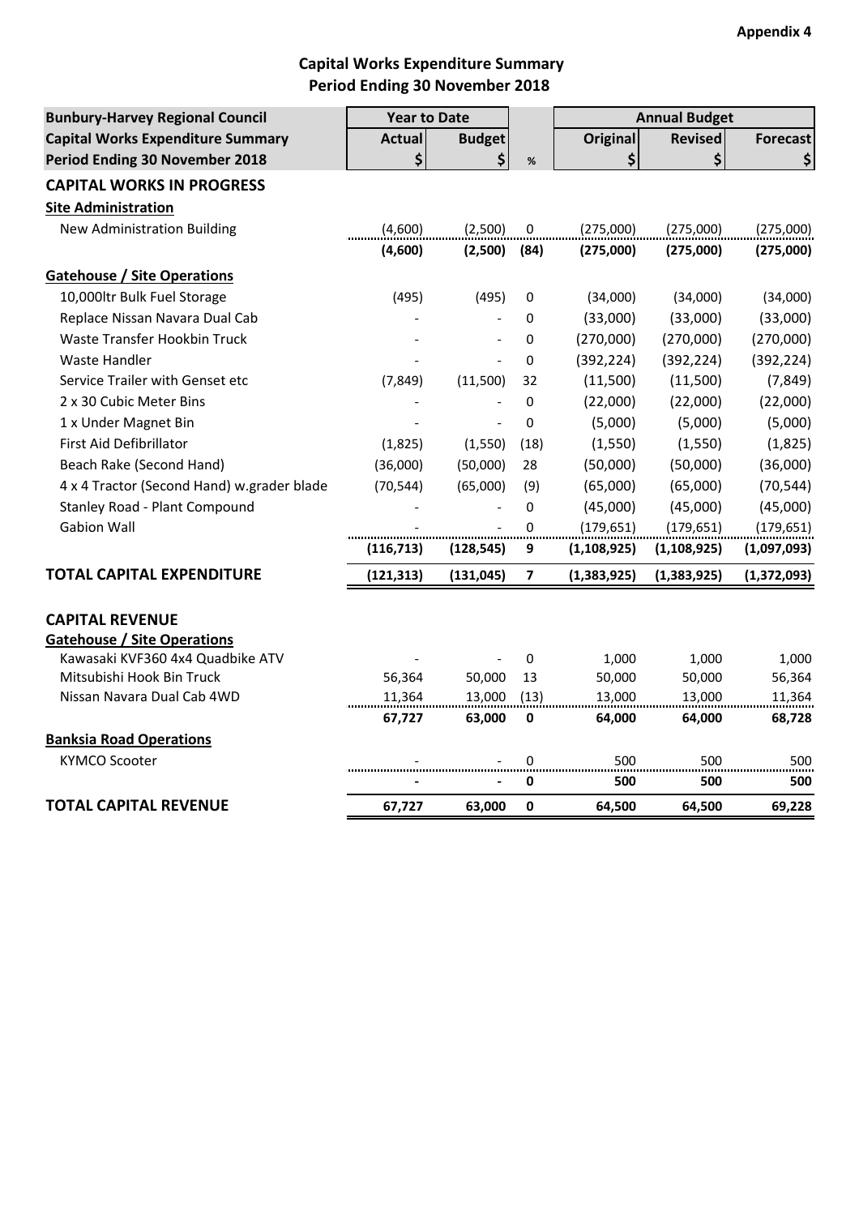**Appendix 4**

## Capital Works Expenditure Summary
## Period Ending 30 November 2018

| Bunbury-Harvey Regional Council | Year to Date | | | Annual Budget | | |
|---|---|---|---|---|---|---|
| Capital Works Expenditure Summary | Actual | Budget | | Original | Revised | Forecast |
| Period Ending 30 November 2018 | $ | $ | % | $ | $ | $ |
| **CAPITAL WORKS IN PROGRESS** | | | | | | |
| **Site Administration** | | | | | | |
| New Administration Building | (4,600) | (2,500) | 0 | (275,000) | (275,000) | (275,000) |
| | **(4,600)** | **(2,500)** | **(84)** | **(275,000)** | **(275,000)** | **(275,000)** |
| **Gatehouse / Site Operations** | | | | | | |
| 10,000ltr Bulk Fuel Storage | (495) | (495) | 0 | (34,000) | (34,000) | (34,000) |
| Replace Nissan Navara Dual Cab | - | - | 0 | (33,000) | (33,000) | (33,000) |
| Waste Transfer Hookbin Truck | - | - | 0 | (270,000) | (270,000) | (270,000) |
| Waste Handler | - | - | 0 | (392,224) | (392,224) | (392,224) |
| Service Trailer with Genset etc | (7,849) | (11,500) | 32 | (11,500) | (11,500) | (7,849) |
| 2 x 30 Cubic Meter Bins | - | - | 0 | (22,000) | (22,000) | (22,000) |
| 1 x Under Magnet Bin | - | - | 0 | (5,000) | (5,000) | (5,000) |
| First Aid Defibrillator | (1,825) | (1,550) | (18) | (1,550) | (1,550) | (1,825) |
| Beach Rake (Second Hand) | (36,000) | (50,000) | 28 | (50,000) | (50,000) | (36,000) |
| 4 x 4 Tractor (Second Hand) w.grader blade | (70,544) | (65,000) | (9) | (65,000) | (65,000) | (70,544) |
| Stanley Road - Plant Compound | - | - | 0 | (45,000) | (45,000) | (45,000) |
| Gabion Wall | - | - | 0 | (179,651) | (179,651) | (179,651) |
| | **(116,713)** | **(128,545)** | **9** | **(1,108,925)** | **(1,108,925)** | **(1,097,093)** |
| **TOTAL CAPITAL EXPENDITURE** | **(121,313)** | **(131,045)** | **7** | **(1,383,925)** | **(1,383,925)** | **(1,372,093)** |
| | | | | | | |
| **CAPITAL REVENUE** | | | | | | |
| **Gatehouse / Site Operations** | | | | | | |
| Kawasaki KVF360 4x4 Quadbike ATV | - | - | 0 | 1,000 | 1,000 | 1,000 |
| Mitsubishi Hook Bin Truck | 56,364 | 50,000 | 13 | 50,000 | 50,000 | 56,364 |
| Nissan Navara Dual Cab 4WD | 11,364 | 13,000 | (13) | 13,000 | 13,000 | 11,364 |
| | **67,727** | **63,000** | **0** | **64,000** | **64,000** | **68,728** |
| **Banksia Road Operations** | | | | | | |
| KYMCO Scooter | - | - | 0 | 500 | 500 | 500 |
| | **-** | **-** | **0** | **500** | **500** | **500** |
| **TOTAL CAPITAL REVENUE** | **67,727** | **63,000** | **0** | **64,500** | **64,500** | **69,228** |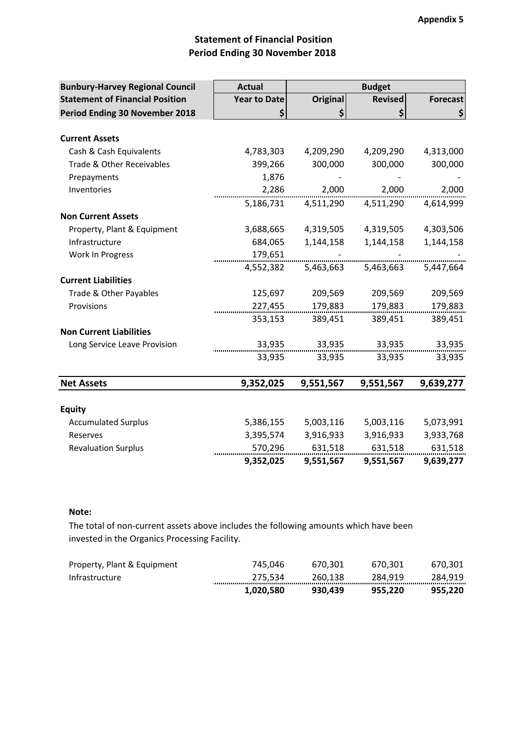Appendix 5

# Statement of Financial Position
## Period Ending 30 November 2018

| Bunbury-Harvey Regional Council | Actual | Budget | | |
|---|---|---|---|---|
| Statement of Financial Position | Year to Date | Original | Revised | Forecast |
| Period Ending 30 November 2018 | $ | $ | $ | $ |
| **Current Assets** | | | | |
| Cash & Cash Equivalents | 4,783,303 | 4,209,290 | 4,209,290 | 4,313,000 |
| Trade & Other Receivables | 399,266 | 300,000 | 300,000 | 300,000 |
| Prepayments | 1,876 | - | - | - |
| Inventories | 2,286 | 2,000 | 2,000 | 2,000 |
| | 5,186,731 | 4,511,290 | 4,511,290 | 4,614,999 |
| **Non Current Assets** | | | | |
| Property, Plant & Equipment | 3,688,665 | 4,319,505 | 4,319,505 | 4,303,506 |
| Infrastructure | 684,065 | 1,144,158 | 1,144,158 | 1,144,158 |
| Work In Progress | 179,651 | - | - | - |
| | 4,552,382 | 5,463,663 | 5,463,663 | 5,447,664 |
| **Current Liabilities** | | | | |
| Trade & Other Payables | 125,697 | 209,569 | 209,569 | 209,569 |
| Provisions | 227,455 | 179,883 | 179,883 | 179,883 |
| | 353,153 | 389,451 | 389,451 | 389,451 |
| **Non Current Liabilities** | | | | |
| Long Service Leave Provision | 33,935 | 33,935 | 33,935 | 33,935 |
| | 33,935 | 33,935 | 33,935 | 33,935 |
| **Net Assets** | **9,352,025** | **9,551,567** | **9,551,567** | **9,639,277** |
| **Equity** | | | | |
| Accumulated Surplus | 5,386,155 | 5,003,116 | 5,003,116 | 5,073,991 |
| Reserves | 3,395,574 | 3,916,933 | 3,916,933 | 3,933,768 |
| Revaluation Surplus | 570,296 | 631,518 | 631,518 | 631,518 |
| | **9,352,025** | **9,551,567** | **9,551,567** | **9,639,277** |

**Note:**

The total of non-current assets above includes the following amounts which have been invested in the Organics Processing Facility.

| | | | | |
|---|---|---|---|---|
| Property, Plant & Equipment | 745,046 | 670,301 | 670,301 | 670,301 |
| Infrastructure | 275,534 | 260,138 | 284,919 | 284,919 |
| | **1,020,580** | **930,439** | **955,220** | **955,220** |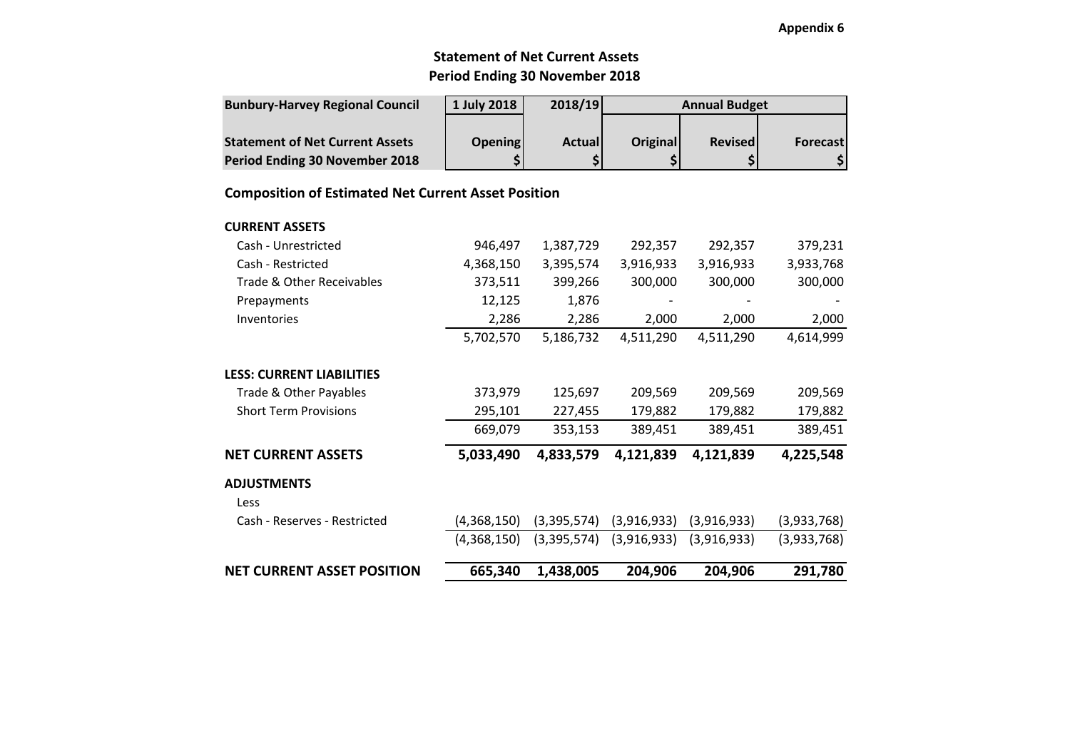Appendix 6

## Statement of Net Current Assets
## Period Ending 30 November 2018

| Bunbury-Harvey Regional Council | 1 July 2018 | 2018/19 | Annual Budget | | |
|---|---|---|---|---|---|
| **Statement of Net Current Assets** | **Opening** | **Actual** | **Original** | **Revised** | **Forecast** |
| **Period Ending 30 November 2018** | **$** | **$** | **$** | **$** | **$** |
| **Composition of Estimated Net Current Asset Position** | | | | | |
| **CURRENT ASSETS** | | | | | |
| Cash - Unrestricted | 946,497 | 1,387,729 | 292,357 | 292,357 | 379,231 |
| Cash - Restricted | 4,368,150 | 3,395,574 | 3,916,933 | 3,916,933 | 3,933,768 |
| Trade & Other Receivables | 373,511 | 399,266 | 300,000 | 300,000 | 300,000 |
| Prepayments | 12,125 | 1,876 | - | - | - |
| Inventories | 2,286 | 2,286 | 2,000 | 2,000 | 2,000 |
| | 5,702,570 | 5,186,732 | 4,511,290 | 4,511,290 | 4,614,999 |
| **LESS: CURRENT LIABILITIES** | | | | | |
| Trade & Other Payables | 373,979 | 125,697 | 209,569 | 209,569 | 209,569 |
| Short Term Provisions | 295,101 | 227,455 | 179,882 | 179,882 | 179,882 |
| | 669,079 | 353,153 | 389,451 | 389,451 | 389,451 |
| **NET CURRENT ASSETS** | **5,033,490** | **4,833,579** | **4,121,839** | **4,121,839** | **4,225,548** |
| **ADJUSTMENTS** | | | | | |
| Less | | | | | |
| Cash - Reserves - Restricted | (4,368,150) | (3,395,574) | (3,916,933) | (3,916,933) | (3,933,768) |
| | (4,368,150) | (3,395,574) | (3,916,933) | (3,916,933) | (3,933,768) |
| **NET CURRENT ASSET POSITION** | **665,340** | **1,438,005** | **204,906** | **204,906** | **291,780** |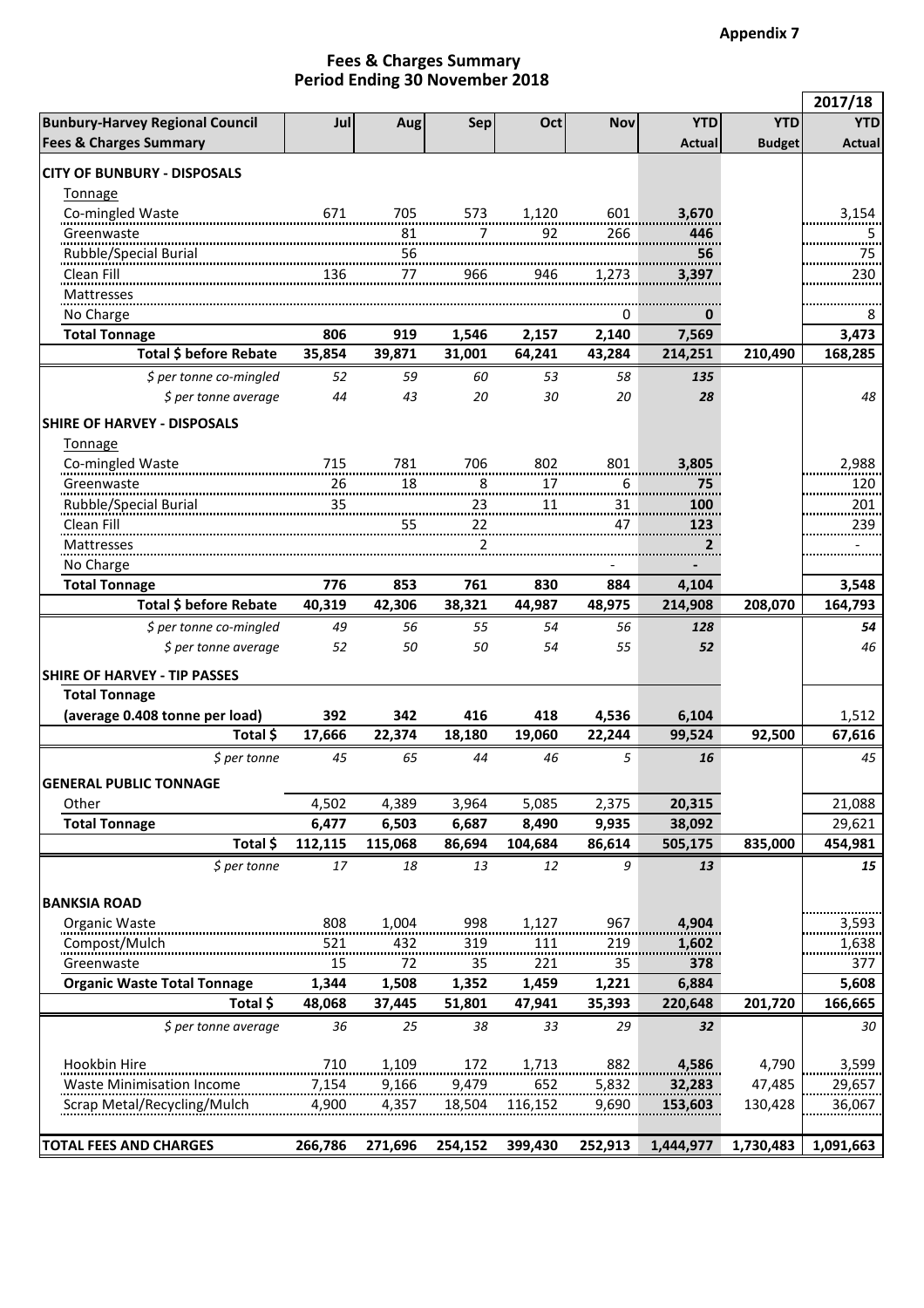**Appendix 7**

## Fees & Charges Summary
## Period Ending 30 November 2018

| Bunbury-Harvey Regional Council Fees & Charges Summary | Jul | Aug | Sep | Oct | Nov | YTD Actual | YTD Budget | 2017/18 YTD Actual |
|---|---|---|---|---|---|---|---|---|
| **CITY OF BUNBURY - DISPOSALS** | | | | | | | | |
| Tonnage | | | | | | | | |
| Co-mingled Waste | 671 | 705 | 573 | 1,120 | 601 | **3,670** | | 3,154 |
| Greenwaste | | 81 | 7 | 92 | 266 | **446** | | 5 |
| Rubble/Special Burial | | 56 | | | | **56** | | 75 |
| Clean Fill | 136 | 77 | 966 | 946 | 1,273 | **3,397** | | 230 |
| Mattresses | | | | | | | | |
| No Charge | | | | | 0 | **0** | | 8 |
| **Total Tonnage** | **806** | **919** | **1,546** | **2,157** | **2,140** | **7,569** | | **3,473** |
| **Total $ before Rebate** | **35,854** | **39,871** | **31,001** | **64,241** | **43,284** | **214,251** | **210,490** | **168,285** |
| *$ per tonne co-mingled* | *52* | *59* | *60* | *53* | *58* | ***135*** | | |
| *$ per tonne average* | *44* | *43* | *20* | *30* | *20* | ***28*** | | *48* |
| **SHIRE OF HARVEY - DISPOSALS** | | | | | | | | |
| Tonnage | | | | | | | | |
| Co-mingled Waste | 715 | 781 | 706 | 802 | 801 | **3,805** | | 2,988 |
| Greenwaste | 26 | 18 | 8 | 17 | 6 | **75** | | 120 |
| Rubble/Special Burial | 35 | | 23 | 11 | 31 | **100** | | 201 |
| Clean Fill | | 55 | 22 | | 47 | **123** | | 239 |
| Mattresses | | | 2 | | | **2** | | - |
| No Charge | | | | | - | **-** | | |
| **Total Tonnage** | **776** | **853** | **761** | **830** | **884** | **4,104** | | **3,548** |
| **Total $ before Rebate** | **40,319** | **42,306** | **38,321** | **44,987** | **48,975** | **214,908** | **208,070** | **164,793** |
| *$ per tonne co-mingled* | *49* | *56* | *55* | *54* | *56* | ***128*** | | ***54*** |
| *$ per tonne average* | *52* | *50* | *50* | *54* | *55* | ***52*** | | *46* |
| **SHIRE OF HARVEY - TIP PASSES** | | | | | | | | |
| **Total Tonnage** | | | | | | | | |
| **(average 0.408 tonne per load)** | **392** | **342** | **416** | **418** | **4,536** | **6,104** | | 1,512 |
| **Total $** | **17,666** | **22,374** | **18,180** | **19,060** | **22,244** | **99,524** | **92,500** | **67,616** |
| *$ per tonne* | *45* | *65* | *44* | *46* | *5* | ***16*** | | *45* |
| **GENERAL PUBLIC TONNAGE** | | | | | | | | |
| Other | 4,502 | 4,389 | 3,964 | 5,085 | 2,375 | **20,315** | | 21,088 |
| **Total Tonnage** | **6,477** | **6,503** | **6,687** | **8,490** | **9,935** | **38,092** | | 29,621 |
| **Total $** | **112,115** | **115,068** | **86,694** | **104,684** | **86,614** | **505,175** | **835,000** | **454,981** |
| *$ per tonne* | *17* | *18* | *13* | *12* | *9* | ***13*** | | ***15*** |
| **BANKSIA ROAD** | | | | | | | | |
| Organic Waste | 808 | 1,004 | 998 | 1,127 | 967 | **4,904** | | 3,593 |
| Compost/Mulch | 521 | 432 | 319 | 111 | 219 | **1,602** | | 1,638 |
| Greenwaste | 15 | 72 | 35 | 221 | 35 | **378** | | 377 |
| **Organic Waste Total Tonnage** | **1,344** | **1,508** | **1,352** | **1,459** | **1,221** | **6,884** | | **5,608** |
| **Total $** | **48,068** | **37,445** | **51,801** | **47,941** | **35,393** | **220,648** | **201,720** | **166,665** |
| *$ per tonne average* | *36* | *25* | *38* | *33* | *29* | ***32*** | | *30* |
| Hookbin Hire | 710 | 1,109 | 172 | 1,713 | 882 | **4,586** | 4,790 | 3,599 |
| Waste Minimisation Income | 7,154 | 9,166 | 9,479 | 652 | 5,832 | **32,283** | 47,485 | 29,657 |
| Scrap Metal/Recycling/Mulch | 4,900 | 4,357 | 18,504 | 116,152 | 9,690 | **153,603** | 130,428 | 36,067 |
| **TOTAL FEES AND CHARGES** | **266,786** | **271,696** | **254,152** | **399,430** | **252,913** | **1,444,977** | **1,730,483** | **1,091,663** |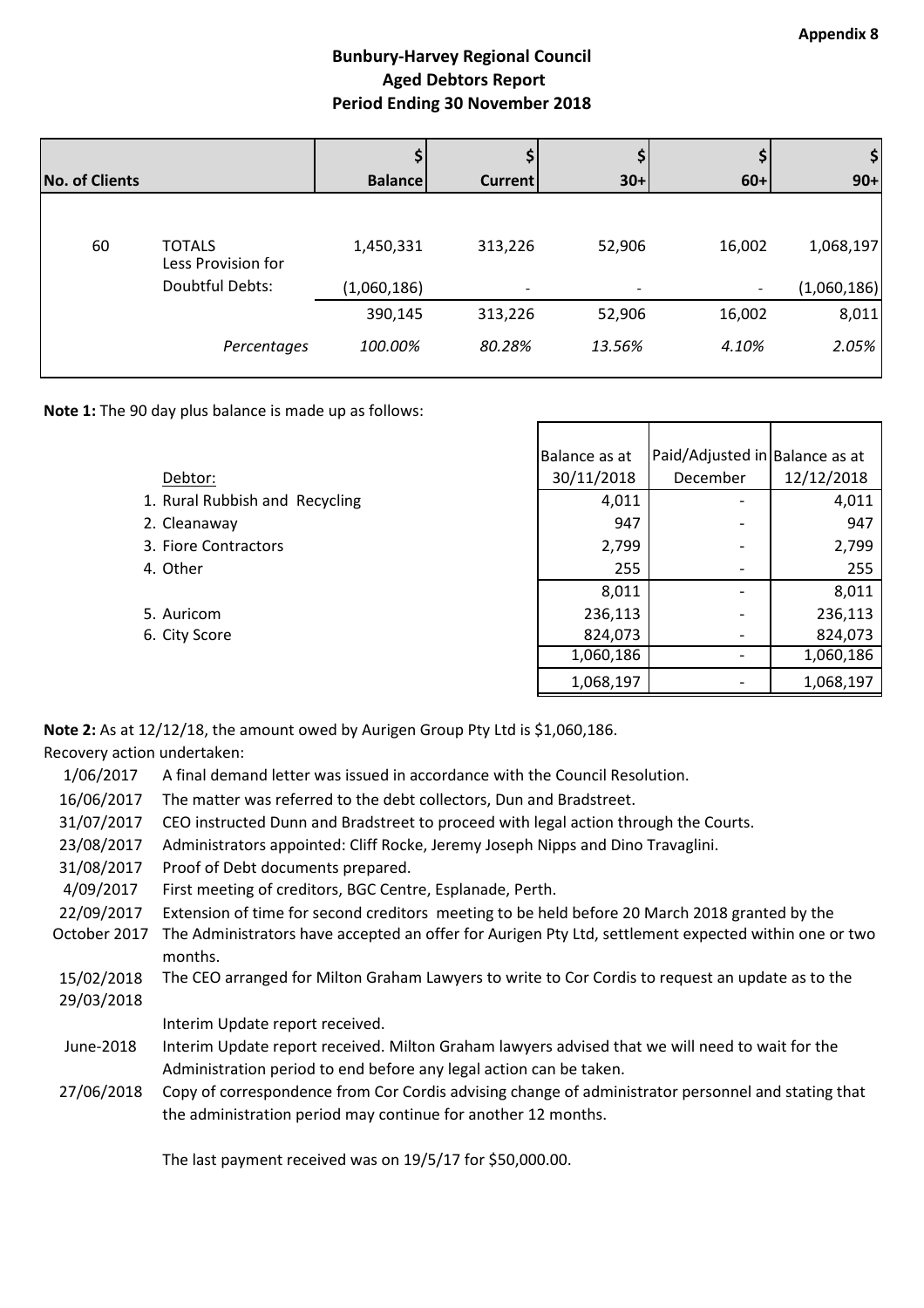Appendix 8

## Bunbury-Harvey Regional Council
## Aged Debtors Report
## Period Ending 30 November 2018

| No. of Clients | | \$ Balance | \$ Current | \$ 30+ | \$ 60+ | \$ 90+ |
|---|---|---|---|---|---|---|
| 60 | TOTALS | 1,450,331 | 313,226 | 52,906 | 16,002 | 1,068,197 |
| | Less Provision for Doubtful Debts: | (1,060,186) | - | - | - | (1,060,186) |
| | | 390,145 | 313,226 | 52,906 | 16,002 | 8,011 |
| | *Percentages* | *100.00%* | *80.28%* | *13.56%* | *4.10%* | *2.05%* |

**Note 1:** The 90 day plus balance is made up as follows:

| Debtor: | Balance as at 30/11/2018 | Paid/Adjusted in December | Balance as at 12/12/2018 |
|---|---|---|---|
| 1. Rural Rubbish and Recycling | 4,011 | - | 4,011 |
| 2. Cleanaway | 947 | - | 947 |
| 3. Fiore Contractors | 2,799 | - | 2,799 |
| 4. Other | 255 | - | 255 |
| | 8,011 | - | 8,011 |
| 5. Auricom | 236,113 | - | 236,113 |
| 6. City Score | 824,073 | - | 824,073 |
| | 1,060,186 | - | 1,060,186 |
| | 1,068,197 | - | 1,068,197 |

**Note 2:** As at 12/12/18, the amount owed by Aurigen Group Pty Ltd is \$1,060,186.

Recovery action undertaken:

| | |
|---|---|
| 1/06/2017 | A final demand letter was issued in accordance with the Council Resolution. |
| 16/06/2017 | The matter was referred to the debt collectors, Dun and Bradstreet. |
| 31/07/2017 | CEO instructed Dunn and Bradstreet to proceed with legal action through the Courts. |
| 23/08/2017 | Administrators appointed: Cliff Rocke, Jeremy Joseph Nipps and Dino Travaglini. |
| 31/08/2017 | Proof of Debt documents prepared. |
| 4/09/2017 | First meeting of creditors, BGC Centre, Esplanade, Perth. |
| 22/09/2017 | Extension of time for second creditors meeting to be held before 20 March 2018 granted by the |
| October 2017 | The Administrators have accepted an offer for Aurigen Pty Ltd, settlement expected within one or two months. |
| 15/02/2018 | The CEO arranged for Milton Graham Lawyers to write to Cor Cordis to request an update as to the |
| 29/03/2018 | Interim Update report received. |
| June-2018 | Interim Update report received. Milton Graham lawyers advised that we will need to wait for the Administration period to end before any legal action can be taken. |
| 27/06/2018 | Copy of correspondence from Cor Cordis advising change of administrator personnel and stating that the administration period may continue for another 12 months. |

The last payment received was on 19/5/17 for \$50,000.00.